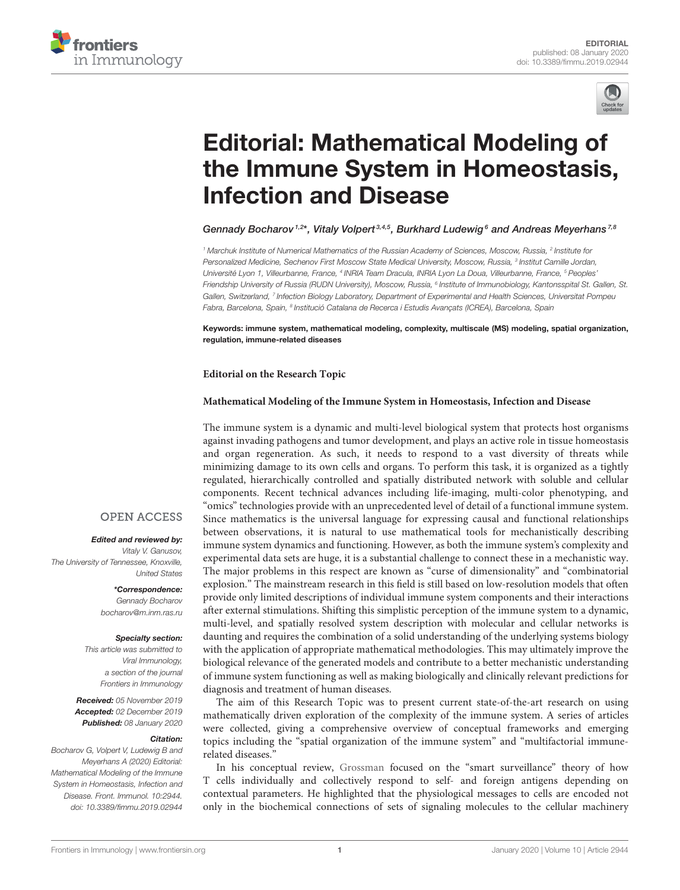EDITORIAL
published: 08 January 2020
doi: 10.3389/fimmu.2019.02944

# Editorial: Mathematical Modeling of the Immune System in Homeostasis, Infection and Disease

Gennady Bocharov[1,2]*, Vitaly Volpert[3,4,5], Burkhard Ludewig[6] and Andreas Meyerhans[7,8]

[1] Marchuk Institute of Numerical Mathematics of the Russian Academy of Sciences, Moscow, Russia, [2] Institute for Personalized Medicine, Sechenov First Moscow State Medical University, Moscow, Russia, [3] Institut Camille Jordan, Université Lyon 1, Villeurbanne, France, [4] INRIA Team Dracula, INRIA Lyon La Doua, Villeurbanne, France, [5] Peoples' Friendship University of Russia (RUDN University), Moscow, Russia, [6] Institute of Immunobiology, Kantonsspital St. Gallen, St. Gallen, Switzerland, [7] Infection Biology Laboratory, Department of Experimental and Health Sciences, Universitat Pompeu Fabra, Barcelona, Spain, [8] Institució Catalana de Recerca i Estudis Avançats (ICREA), Barcelona, Spain

**Keywords: immune system, mathematical modeling, complexity, multiscale (MS) modeling, spatial organization, regulation, immune-related diseases**

OPEN ACCESS

***Edited and reviewed by:***
*Vitaly V. Ganusov, The University of Tennessee, Knoxville, United States*

***\*Correspondence:***
*Gennady Bocharov*
*bocharov@m.inm.ras.ru*

***Specialty section:***
*This article was submitted to Viral Immunology, a section of the journal Frontiers in Immunology*

***Received:*** *05 November 2019*
***Accepted:*** *02 December 2019*
***Published:*** *08 January 2020*

***Citation:***
*Bocharov G, Volpert V, Ludewig B and Meyerhans A (2020) Editorial: Mathematical Modeling of the Immune System in Homeostasis, Infection and Disease. Front. Immunol. 10:2944. doi: 10.3389/fimmu.2019.02944*

**Editorial on the Research Topic**

**Mathematical Modeling of the Immune System in Homeostasis, Infection and Disease**

The immune system is a dynamic and multi-level biological system that protects host organisms against invading pathogens and tumor development, and plays an active role in tissue homeostasis and organ regeneration. As such, it needs to respond to a vast diversity of threats while minimizing damage to its own cells and organs. To perform this task, it is organized as a tightly regulated, hierarchically controlled and spatially distributed network with soluble and cellular components. Recent technical advances including life-imaging, multi-color phenotyping, and "omics" technologies provide with an unprecedented level of detail of a functional immune system. Since mathematics is the universal language for expressing causal and functional relationships between observations, it is natural to use mathematical tools for mechanistically describing immune system dynamics and functioning. However, as both the immune system's complexity and experimental data sets are huge, it is a substantial challenge to connect these in a mechanistic way. The major problems in this respect are known as "curse of dimensionality" and "combinatorial explosion." The mainstream research in this field is still based on low-resolution models that often provide only limited descriptions of individual immune system components and their interactions after external stimulations. Shifting this simplistic perception of the immune system to a dynamic, multi-level, and spatially resolved system description with molecular and cellular networks is daunting and requires the combination of a solid understanding of the underlying systems biology with the application of appropriate mathematical methodologies. This may ultimately improve the biological relevance of the generated models and contribute to a better mechanistic understanding of immune system functioning as well as making biologically and clinically relevant predictions for diagnosis and treatment of human diseases.

The aim of this Research Topic was to present current state-of-the-art research on using mathematically driven exploration of the complexity of the immune system. A series of articles were collected, giving a comprehensive overview of conceptual frameworks and emerging topics including the "spatial organization of the immune system" and "multifactorial immune-related diseases."

In his conceptual review, Grossman focused on the "smart surveillance" theory of how T cells individually and collectively respond to self- and foreign antigens depending on contextual parameters. He highlighted that the physiological messages to cells are encoded not only in the biochemical connections of sets of signaling molecules to the cellular machinery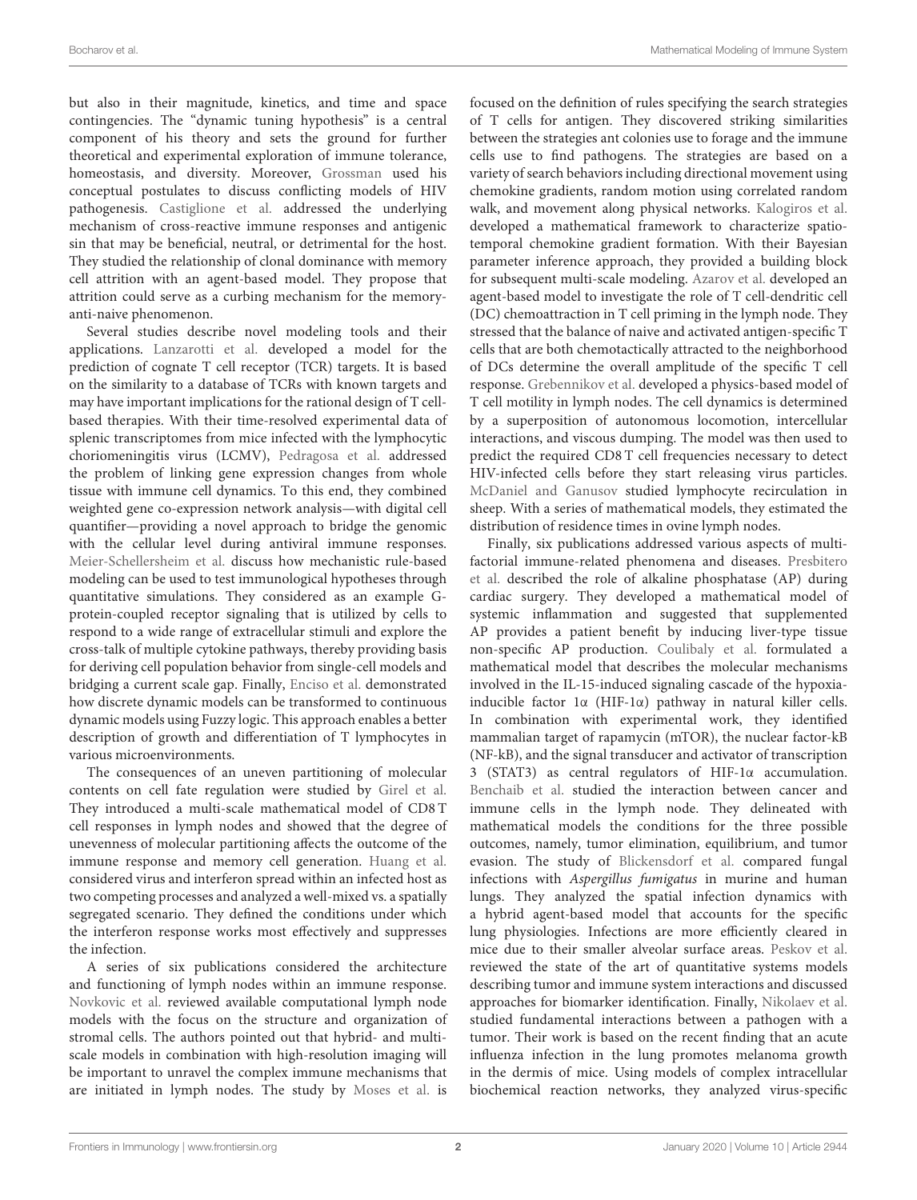but also in their magnitude, kinetics, and time and space contingencies. The "dynamic tuning hypothesis" is a central component of his theory and sets the ground for further theoretical and experimental exploration of immune tolerance, homeostasis, and diversity. Moreover, Grossman used his conceptual postulates to discuss conflicting models of HIV pathogenesis. Castiglione et al. addressed the underlying mechanism of cross-reactive immune responses and antigenic sin that may be beneficial, neutral, or detrimental for the host. They studied the relationship of clonal dominance with memory cell attrition with an agent-based model. They propose that attrition could serve as a curbing mechanism for the memory-anti-naive phenomenon.

Several studies describe novel modeling tools and their applications. Lanzarotti et al. developed a model for the prediction of cognate T cell receptor (TCR) targets. It is based on the similarity to a database of TCRs with known targets and may have important implications for the rational design of T cell-based therapies. With their time-resolved experimental data of splenic transcriptomes from mice infected with the lymphocytic choriomeningitis virus (LCMV), Pedragosa et al. addressed the problem of linking gene expression changes from whole tissue with immune cell dynamics. To this end, they combined weighted gene co-expression network analysis—with digital cell quantifier—providing a novel approach to bridge the genomic with the cellular level during antiviral immune responses. Meier-Schellersheim et al. discuss how mechanistic rule-based modeling can be used to test immunological hypotheses through quantitative simulations. They considered as an example G-protein-coupled receptor signaling that is utilized by cells to respond to a wide range of extracellular stimuli and explore the cross-talk of multiple cytokine pathways, thereby providing basis for deriving cell population behavior from single-cell models and bridging a current scale gap. Finally, Enciso et al. demonstrated how discrete dynamic models can be transformed to continuous dynamic models using Fuzzy logic. This approach enables a better description of growth and differentiation of T lymphocytes in various microenvironments.

The consequences of an uneven partitioning of molecular contents on cell fate regulation were studied by Girel et al. They introduced a multi-scale mathematical model of CD8 T cell responses in lymph nodes and showed that the degree of unevenness of molecular partitioning affects the outcome of the immune response and memory cell generation. Huang et al. considered virus and interferon spread within an infected host as two competing processes and analyzed a well-mixed vs. a spatially segregated scenario. They defined the conditions under which the interferon response works most effectively and suppresses the infection.

A series of six publications considered the architecture and functioning of lymph nodes within an immune response. Novkovic et al. reviewed available computational lymph node models with the focus on the structure and organization of stromal cells. The authors pointed out that hybrid- and multi-scale models in combination with high-resolution imaging will be important to unravel the complex immune mechanisms that are initiated in lymph nodes. The study by Moses et al. is focused on the definition of rules specifying the search strategies of T cells for antigen. They discovered striking similarities between the strategies ant colonies use to forage and the immune cells use to find pathogens. The strategies are based on a variety of search behaviors including directional movement using chemokine gradients, random motion using correlated random walk, and movement along physical networks. Kalogiros et al. developed a mathematical framework to characterize spatio-temporal chemokine gradient formation. With their Bayesian parameter inference approach, they provided a building block for subsequent multi-scale modeling. Azarov et al. developed an agent-based model to investigate the role of T cell-dendritic cell (DC) chemoattraction in T cell priming in the lymph node. They stressed that the balance of naive and activated antigen-specific T cells that are both chemotactically attracted to the neighborhood of DCs determine the overall amplitude of the specific T cell response. Grebennikov et al. developed a physics-based model of T cell motility in lymph nodes. The cell dynamics is determined by a superposition of autonomous locomotion, intercellular interactions, and viscous dumping. The model was then used to predict the required CD8 T cell frequencies necessary to detect HIV-infected cells before they start releasing virus particles. McDaniel and Ganusov studied lymphocyte recirculation in sheep. With a series of mathematical models, they estimated the distribution of residence times in ovine lymph nodes.

Finally, six publications addressed various aspects of multi-factorial immune-related phenomena and diseases. Presbitero et al. described the role of alkaline phosphatase (AP) during cardiac surgery. They developed a mathematical model of systemic inflammation and suggested that supplemented AP provides a patient benefit by inducing liver-type tissue non-specific AP production. Coulibaly et al. formulated a mathematical model that describes the molecular mechanisms involved in the IL-15-induced signaling cascade of the hypoxia-inducible factor 1α (HIF-1α) pathway in natural killer cells. In combination with experimental work, they identified mammalian target of rapamycin (mTOR), the nuclear factor-kB (NF-kB), and the signal transducer and activator of transcription 3 (STAT3) as central regulators of HIF-1α accumulation. Benchaib et al. studied the interaction between cancer and immune cells in the lymph node. They delineated with mathematical models the conditions for the three possible outcomes, namely, tumor elimination, equilibrium, and tumor evasion. The study of Blickensdorf et al. compared fungal infections with *Aspergillus fumigatus* in murine and human lungs. They analyzed the spatial infection dynamics with a hybrid agent-based model that accounts for the specific lung physiologies. Infections are more efficiently cleared in mice due to their smaller alveolar surface areas. Peskov et al. reviewed the state of the art of quantitative systems models describing tumor and immune system interactions and discussed approaches for biomarker identification. Finally, Nikolaev et al. studied fundamental interactions between a pathogen with a tumor. Their work is based on the recent finding that an acute influenza infection in the lung promotes melanoma growth in the dermis of mice. Using models of complex intracellular biochemical reaction networks, they analyzed virus-specific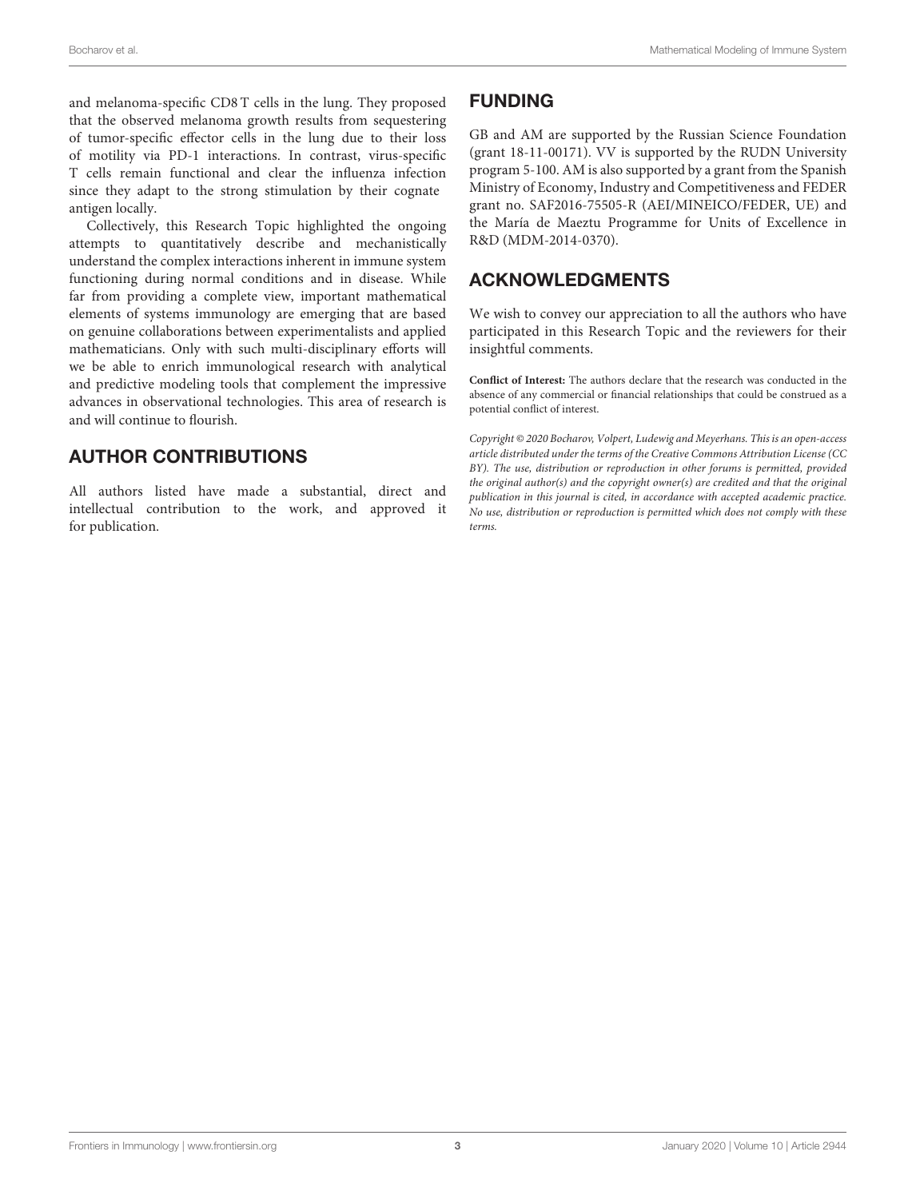and melanoma-specific CD8 T cells in the lung. They proposed that the observed melanoma growth results from sequestering of tumor-specific effector cells in the lung due to their loss of motility via PD-1 interactions. In contrast, virus-specific T cells remain functional and clear the influenza infection since they adapt to the strong stimulation by their cognate antigen locally.

Collectively, this Research Topic highlighted the ongoing attempts to quantitatively describe and mechanistically understand the complex interactions inherent in immune system functioning during normal conditions and in disease. While far from providing a complete view, important mathematical elements of systems immunology are emerging that are based on genuine collaborations between experimentalists and applied mathematicians. Only with such multi-disciplinary efforts will we be able to enrich immunological research with analytical and predictive modeling tools that complement the impressive advances in observational technologies. This area of research is and will continue to flourish.

## AUTHOR CONTRIBUTIONS

All authors listed have made a substantial, direct and intellectual contribution to the work, and approved it for publication.

## FUNDING

GB and AM are supported by the Russian Science Foundation (grant 18-11-00171). VV is supported by the RUDN University program 5-100. AM is also supported by a grant from the Spanish Ministry of Economy, Industry and Competitiveness and FEDER grant no. SAF2016-75505-R (AEI/MINEICO/FEDER, UE) and the María de Maeztu Programme for Units of Excellence in R&D (MDM-2014-0370).

## ACKNOWLEDGMENTS

We wish to convey our appreciation to all the authors who have participated in this Research Topic and the reviewers for their insightful comments.

**Conflict of Interest:** The authors declare that the research was conducted in the absence of any commercial or financial relationships that could be construed as a potential conflict of interest.

*Copyright © 2020 Bocharov, Volpert, Ludewig and Meyerhans. This is an open-access article distributed under the terms of the Creative Commons Attribution License (CC BY). The use, distribution or reproduction in other forums is permitted, provided the original author(s) and the copyright owner(s) are credited and that the original publication in this journal is cited, in accordance with accepted academic practice. No use, distribution or reproduction is permitted which does not comply with these terms.*